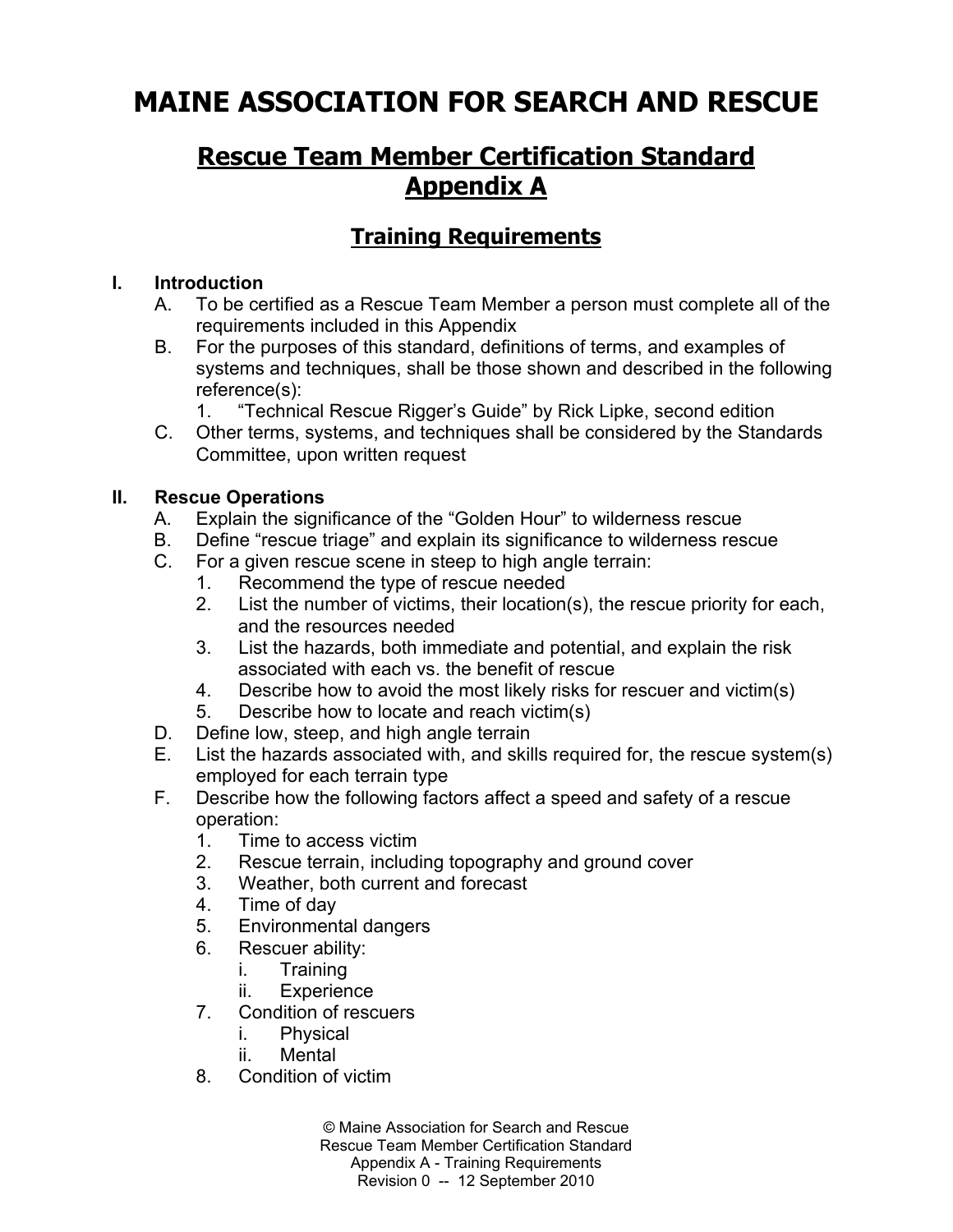# MAINE ASSOCIATION FOR SEARCH AND RESCUE

## Rescue Team Member Certification Standard
## Appendix A

### Training Requirements

**I. Introduction**

A. To be certified as a Rescue Team Member a person must complete all of the requirements included in this Appendix

B. For the purposes of this standard, definitions of terms, and examples of systems and techniques, shall be those shown and described in the following reference(s):

   1. "Technical Rescue Rigger's Guide" by Rick Lipke, second edition

C. Other terms, systems, and techniques shall be considered by the Standards Committee, upon written request

**II. Rescue Operations**

A. Explain the significance of the "Golden Hour" to wilderness rescue

B. Define "rescue triage" and explain its significance to wilderness rescue

C. For a given rescue scene in steep to high angle terrain:

   1. Recommend the type of rescue needed
   2. List the number of victims, their location(s), the rescue priority for each, and the resources needed
   3. List the hazards, both immediate and potential, and explain the risk associated with each vs. the benefit of rescue
   4. Describe how to avoid the most likely risks for rescuer and victim(s)
   5. Describe how to locate and reach victim(s)

D. Define low, steep, and high angle terrain

E. List the hazards associated with, and skills required for, the rescue system(s) employed for each terrain type

F. Describe how the following factors affect a speed and safety of a rescue operation:

   1. Time to access victim
   2. Rescue terrain, including topography and ground cover
   3. Weather, both current and forecast
   4. Time of day
   5. Environmental dangers
   6. Rescuer ability:
      i. Training
      ii. Experience
   7. Condition of rescuers
      i. Physical
      ii. Mental
   8. Condition of victim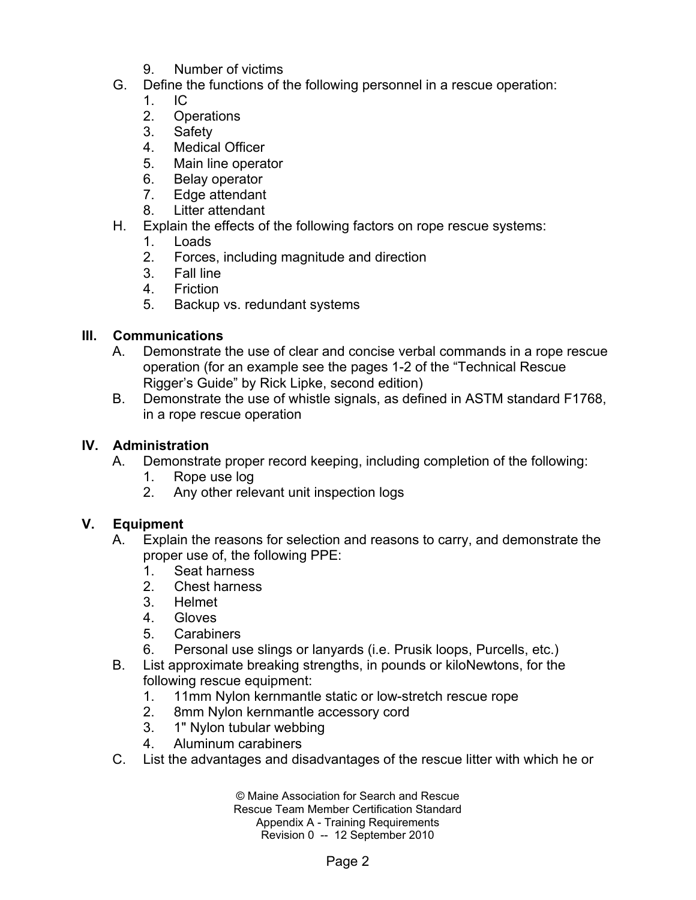9. Number of victims

G. Define the functions of the following personnel in a rescue operation:
   1. IC
   2. Operations
   3. Safety
   4. Medical Officer
   5. Main line operator
   6. Belay operator
   7. Edge attendant
   8. Litter attendant

H. Explain the effects of the following factors on rope rescue systems:
   1. Loads
   2. Forces, including magnitude and direction
   3. Fall line
   4. Friction
   5. Backup vs. redundant systems

## III. Communications

A. Demonstrate the use of clear and concise verbal commands in a rope rescue operation (for an example see the pages 1-2 of the "Technical Rescue Rigger's Guide" by Rick Lipke, second edition)

B. Demonstrate the use of whistle signals, as defined in ASTM standard F1768, in a rope rescue operation

## IV. Administration

A. Demonstrate proper record keeping, including completion of the following:
   1. Rope use log
   2. Any other relevant unit inspection logs

## V. Equipment

A. Explain the reasons for selection and reasons to carry, and demonstrate the proper use of, the following PPE:
   1. Seat harness
   2. Chest harness
   3. Helmet
   4. Gloves
   5. Carabiners
   6. Personal use slings or lanyards (i.e. Prusik loops, Purcells, etc.)

B. List approximate breaking strengths, in pounds or kiloNewtons, for the following rescue equipment:
   1. 11mm Nylon kernmantle static or low-stretch rescue rope
   2. 8mm Nylon kernmantle accessory cord
   3. 1" Nylon tubular webbing
   4. Aluminum carabiners

C. List the advantages and disadvantages of the rescue litter with which he or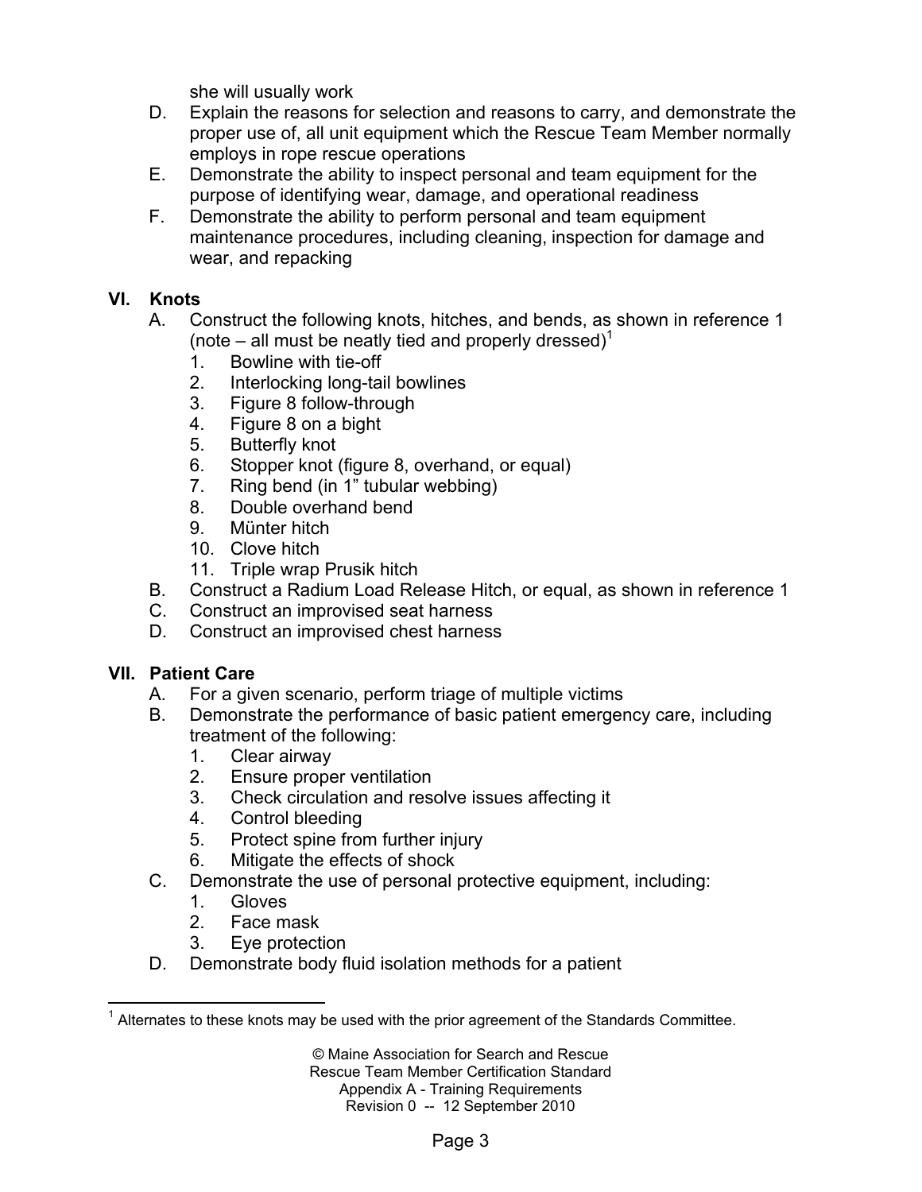she will usually work

D. Explain the reasons for selection and reasons to carry, and demonstrate the proper use of, all unit equipment which the Rescue Team Member normally employs in rope rescue operations
E. Demonstrate the ability to inspect personal and team equipment for the purpose of identifying wear, damage, and operational readiness
F. Demonstrate the ability to perform personal and team equipment maintenance procedures, including cleaning, inspection for damage and wear, and repacking

## VI. Knots

A. Construct the following knots, hitches, and bends, as shown in reference 1 (note – all must be neatly tied and properly dressed)[1]
   1. Bowline with tie-off
   2. Interlocking long-tail bowlines
   3. Figure 8 follow-through
   4. Figure 8 on a bight
   5. Butterfly knot
   6. Stopper knot (figure 8, overhand, or equal)
   7. Ring bend (in 1" tubular webbing)
   8. Double overhand bend
   9. Münter hitch
   10. Clove hitch
   11. Triple wrap Prusik hitch
B. Construct a Radium Load Release Hitch, or equal, as shown in reference 1
C. Construct an improvised seat harness
D. Construct an improvised chest harness

## VII. Patient Care

A. For a given scenario, perform triage of multiple victims
B. Demonstrate the performance of basic patient emergency care, including treatment of the following:
   1. Clear airway
   2. Ensure proper ventilation
   3. Check circulation and resolve issues affecting it
   4. Control bleeding
   5. Protect spine from further injury
   6. Mitigate the effects of shock
C. Demonstrate the use of personal protective equipment, including:
   1. Gloves
   2. Face mask
   3. Eye protection
D. Demonstrate body fluid isolation methods for a patient

---

[1] Alternates to these knots may be used with the prior agreement of the Standards Committee.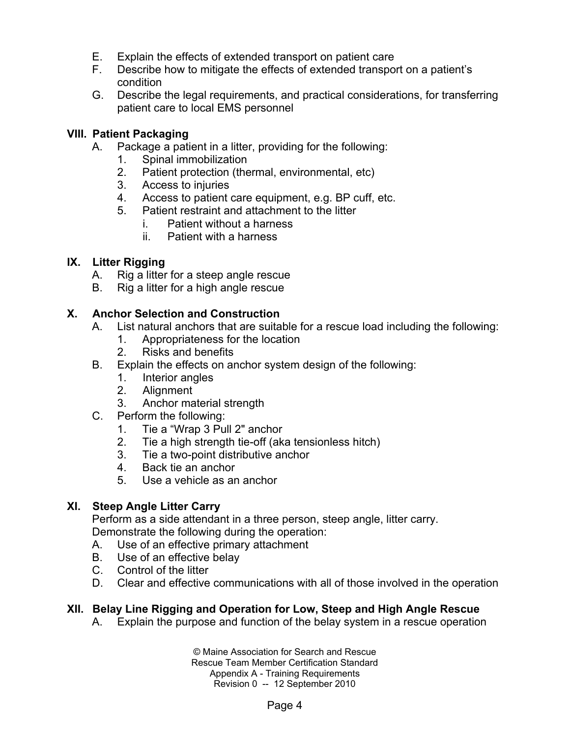E. Explain the effects of extended transport on patient care
F. Describe how to mitigate the effects of extended transport on a patient's condition
G. Describe the legal requirements, and practical considerations, for transferring patient care to local EMS personnel

## VIII. Patient Packaging

A. Package a patient in a litter, providing for the following:
   1. Spinal immobilization
   2. Patient protection (thermal, environmental, etc)
   3. Access to injuries
   4. Access to patient care equipment, e.g. BP cuff, etc.
   5. Patient restraint and attachment to the litter
      i. Patient without a harness
      ii. Patient with a harness

## IX. Litter Rigging

A. Rig a litter for a steep angle rescue
B. Rig a litter for a high angle rescue

## X. Anchor Selection and Construction

A. List natural anchors that are suitable for a rescue load including the following:
   1. Appropriateness for the location
   2. Risks and benefits
B. Explain the effects on anchor system design of the following:
   1. Interior angles
   2. Alignment
   3. Anchor material strength
C. Perform the following:
   1. Tie a "Wrap 3 Pull 2" anchor
   2. Tie a high strength tie-off (aka tensionless hitch)
   3. Tie a two-point distributive anchor
   4. Back tie an anchor
   5. Use a vehicle as an anchor

## XI. Steep Angle Litter Carry

Perform as a side attendant in a three person, steep angle, litter carry. Demonstrate the following during the operation:

A. Use of an effective primary attachment
B. Use of an effective belay
C. Control of the litter
D. Clear and effective communications with all of those involved in the operation

## XII. Belay Line Rigging and Operation for Low, Steep and High Angle Rescue

A. Explain the purpose and function of the belay system in a rescue operation

© Maine Association for Search and Rescue
Rescue Team Member Certification Standard
Appendix A - Training Requirements
Revision 0 -- 12 September 2010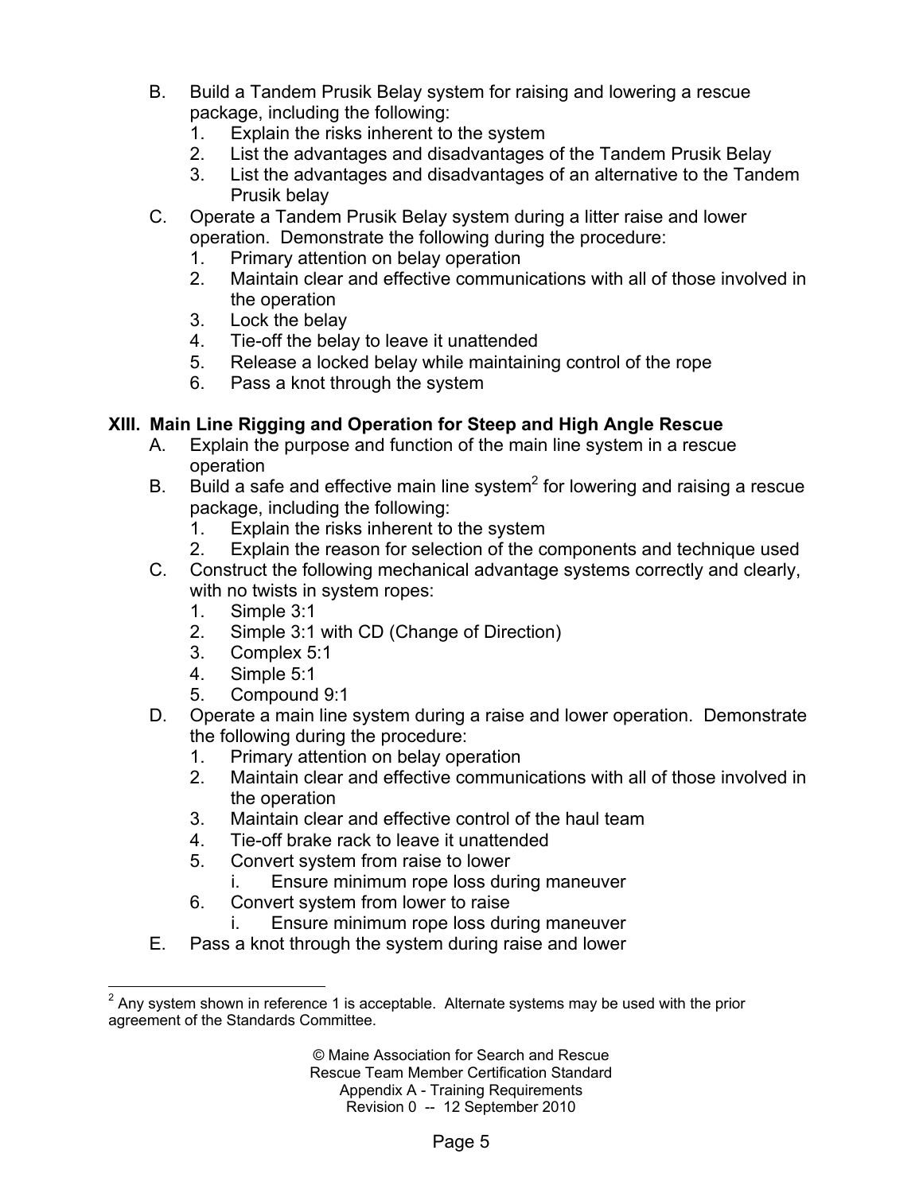B. Build a Tandem Prusik Belay system for raising and lowering a rescue package, including the following:
   1. Explain the risks inherent to the system
   2. List the advantages and disadvantages of the Tandem Prusik Belay
   3. List the advantages and disadvantages of an alternative to the Tandem Prusik belay

C. Operate a Tandem Prusik Belay system during a litter raise and lower operation. Demonstrate the following during the procedure:
   1. Primary attention on belay operation
   2. Maintain clear and effective communications with all of those involved in the operation
   3. Lock the belay
   4. Tie-off the belay to leave it unattended
   5. Release a locked belay while maintaining control of the rope
   6. Pass a knot through the system

## XIII. Main Line Rigging and Operation for Steep and High Angle Rescue

A. Explain the purpose and function of the main line system in a rescue operation

B. Build a safe and effective main line system[2] for lowering and raising a rescue package, including the following:
   1. Explain the risks inherent to the system
   2. Explain the reason for selection of the components and technique used

C. Construct the following mechanical advantage systems correctly and clearly, with no twists in system ropes:
   1. Simple 3:1
   2. Simple 3:1 with CD (Change of Direction)
   3. Complex 5:1
   4. Simple 5:1
   5. Compound 9:1

D. Operate a main line system during a raise and lower operation. Demonstrate the following during the procedure:
   1. Primary attention on belay operation
   2. Maintain clear and effective communications with all of those involved in the operation
   3. Maintain clear and effective control of the haul team
   4. Tie-off brake rack to leave it unattended
   5. Convert system from raise to lower
      i. Ensure minimum rope loss during maneuver
   6. Convert system from lower to raise
      i. Ensure minimum rope loss during maneuver

E. Pass a knot through the system during raise and lower

---

[2] Any system shown in reference 1 is acceptable. Alternate systems may be used with the prior agreement of the Standards Committee.

© Maine Association for Search and Rescue
Rescue Team Member Certification Standard
Appendix A - Training Requirements
Revision 0 -- 12 September 2010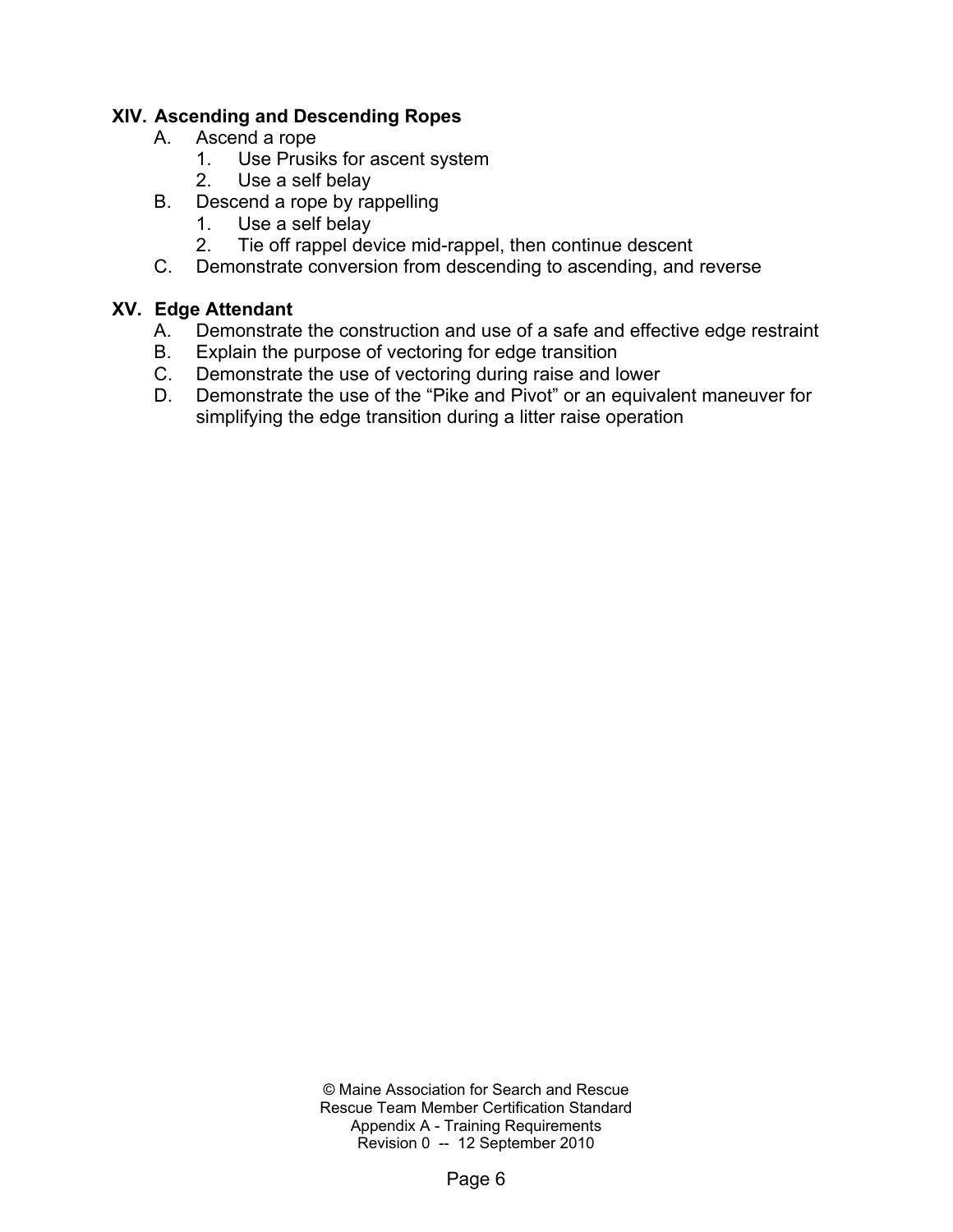## XIV. Ascending and Descending Ropes

A. Ascend a rope
   1. Use Prusiks for ascent system
   2. Use a self belay

B. Descend a rope by rappelling
   1. Use a self belay
   2. Tie off rappel device mid-rappel, then continue descent

C. Demonstrate conversion from descending to ascending, and reverse

## XV. Edge Attendant

A. Demonstrate the construction and use of a safe and effective edge restraint

B. Explain the purpose of vectoring for edge transition

C. Demonstrate the use of vectoring during raise and lower

D. Demonstrate the use of the "Pike and Pivot" or an equivalent maneuver for simplifying the edge transition during a litter raise operation